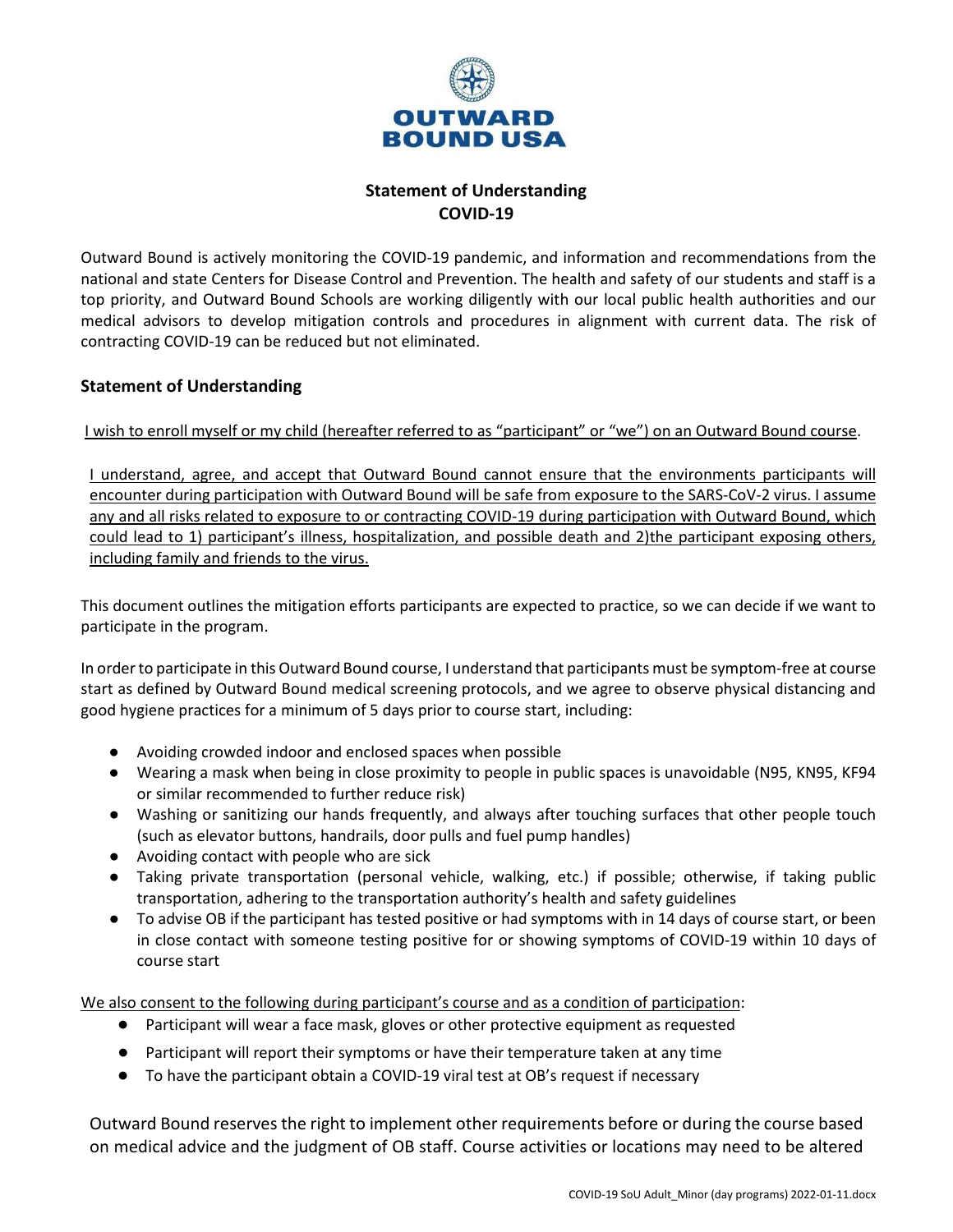# Statement of Understanding
# COVID-19

Outward Bound is actively monitoring the COVID-19 pandemic, and information and recommendations from the national and state Centers for Disease Control and Prevention. The health and safety of our students and staff is a top priority, and Outward Bound Schools are working diligently with our local public health authorities and our medical advisors to develop mitigation controls and procedures in alignment with current data. The risk of contracting COVID-19 can be reduced but not eliminated.

## Statement of Understanding

I wish to enroll myself or my child (hereafter referred to as "participant" or "we") on an Outward Bound course.

I understand, agree, and accept that Outward Bound cannot ensure that the environments participants will encounter during participation with Outward Bound will be safe from exposure to the SARS-CoV-2 virus. I assume any and all risks related to exposure to or contracting COVID-19 during participation with Outward Bound, which could lead to 1) participant's illness, hospitalization, and possible death and 2)the participant exposing others, including family and friends to the virus.

This document outlines the mitigation efforts participants are expected to practice, so we can decide if we want to participate in the program.

In order to participate in this Outward Bound course, I understand that participants must be symptom-free at course start as defined by Outward Bound medical screening protocols, and we agree to observe physical distancing and good hygiene practices for a minimum of 5 days prior to course start, including:

- Avoiding crowded indoor and enclosed spaces when possible
- Wearing a mask when being in close proximity to people in public spaces is unavoidable (N95, KN95, KF94 or similar recommended to further reduce risk)
- Washing or sanitizing our hands frequently, and always after touching surfaces that other people touch (such as elevator buttons, handrails, door pulls and fuel pump handles)
- Avoiding contact with people who are sick
- Taking private transportation (personal vehicle, walking, etc.) if possible; otherwise, if taking public transportation, adhering to the transportation authority's health and safety guidelines
- To advise OB if the participant has tested positive or had symptoms with in 14 days of course start, or been in close contact with someone testing positive for or showing symptoms of COVID-19 within 10 days of course start

We also consent to the following during participant's course and as a condition of participation:

- Participant will wear a face mask, gloves or other protective equipment as requested
- Participant will report their symptoms or have their temperature taken at any time
- To have the participant obtain a COVID-19 viral test at OB's request if necessary

Outward Bound reserves the right to implement other requirements before or during the course based on medical advice and the judgment of OB staff. Course activities or locations may need to be altered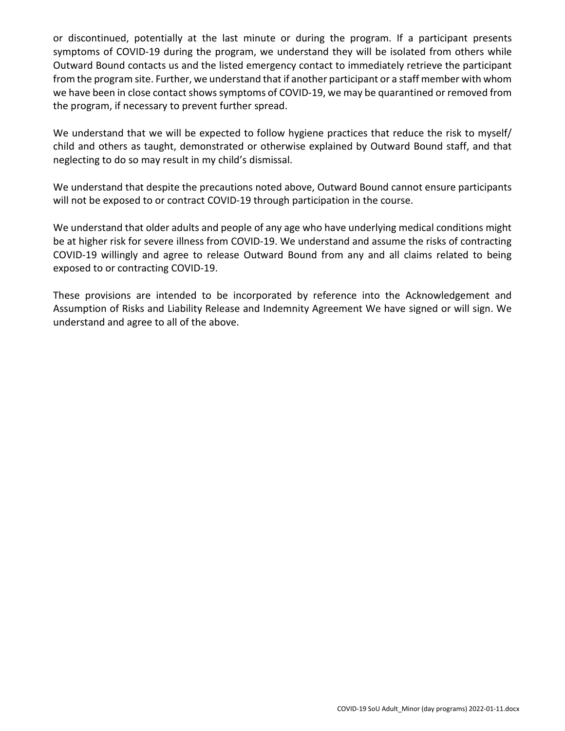or discontinued, potentially at the last minute or during the program. If a participant presents symptoms of COVID-19 during the program, we understand they will be isolated from others while Outward Bound contacts us and the listed emergency contact to immediately retrieve the participant from the program site. Further, we understand that if another participant or a staff member with whom we have been in close contact shows symptoms of COVID-19, we may be quarantined or removed from the program, if necessary to prevent further spread.

We understand that we will be expected to follow hygiene practices that reduce the risk to myself/ child and others as taught, demonstrated or otherwise explained by Outward Bound staff, and that neglecting to do so may result in my child's dismissal.

We understand that despite the precautions noted above, Outward Bound cannot ensure participants will not be exposed to or contract COVID-19 through participation in the course.

We understand that older adults and people of any age who have underlying medical conditions might be at higher risk for severe illness from COVID-19. We understand and assume the risks of contracting COVID-19 willingly and agree to release Outward Bound from any and all claims related to being exposed to or contracting COVID-19.

These provisions are intended to be incorporated by reference into the Acknowledgement and Assumption of Risks and Liability Release and Indemnity Agreement We have signed or will sign. We understand and agree to all of the above.